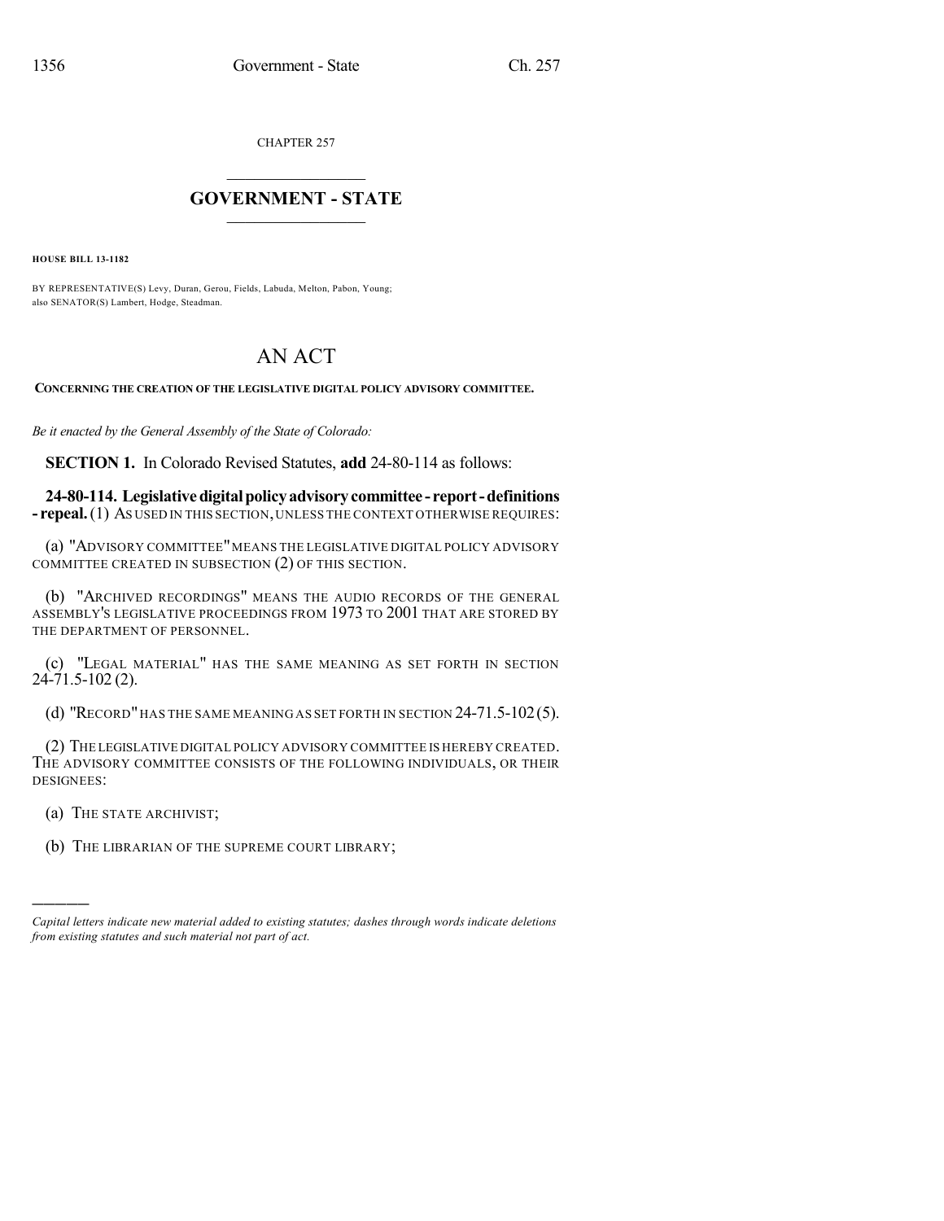CHAPTER 257

# GOVERNMENT - STATE

**HOUSE BILL 13-1182**

BY REPRESENTATIVE(S) Levy, Duran, Gerou, Fields, Labuda, Melton, Pabon, Young; also SENATOR(S) Lambert, Hodge, Steadman.

# AN ACT

**CONCERNING THE CREATION OF THE LEGISLATIVE DIGITAL POLICY ADVISORY COMMITTEE.**

*Be it enacted by the General Assembly of the State of Colorado:*

**SECTION 1.** In Colorado Revised Statutes, **add** 24-80-114 as follows:

**24-80-114. Legislative digital policy advisory committee - report - definitions - repeal.** (1) AS USED IN THIS SECTION, UNLESS THE CONTEXT OTHERWISE REQUIRES:

(a) "ADVISORY COMMITTEE" MEANS THE LEGISLATIVE DIGITAL POLICY ADVISORY COMMITTEE CREATED IN SUBSECTION (2) OF THIS SECTION.

(b) "ARCHIVED RECORDINGS" MEANS THE AUDIO RECORDS OF THE GENERAL ASSEMBLY'S LEGISLATIVE PROCEEDINGS FROM 1973 TO 2001 THAT ARE STORED BY THE DEPARTMENT OF PERSONNEL.

(c) "LEGAL MATERIAL" HAS THE SAME MEANING AS SET FORTH IN SECTION 24-71.5-102 (2).

(d) "RECORD" HAS THE SAME MEANING AS SET FORTH IN SECTION 24-71.5-102 (5).

(2) THE LEGISLATIVE DIGITAL POLICY ADVISORY COMMITTEE IS HEREBY CREATED. THE ADVISORY COMMITTEE CONSISTS OF THE FOLLOWING INDIVIDUALS, OR THEIR DESIGNEES:

(a) THE STATE ARCHIVIST;

(b) THE LIBRARIAN OF THE SUPREME COURT LIBRARY;

*Capital letters indicate new material added to existing statutes; dashes through words indicate deletions from existing statutes and such material not part of act.*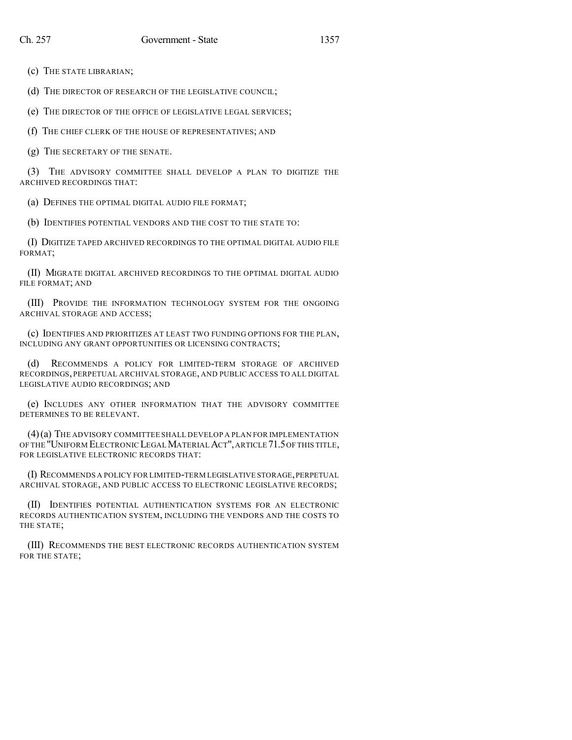(c) THE STATE LIBRARIAN;

(d) THE DIRECTOR OF RESEARCH OF THE LEGISLATIVE COUNCIL;

(e) THE DIRECTOR OF THE OFFICE OF LEGISLATIVE LEGAL SERVICES;

(f) THE CHIEF CLERK OF THE HOUSE OF REPRESENTATIVES; AND

(g) THE SECRETARY OF THE SENATE.

(3) THE ADVISORY COMMITTEE SHALL DEVELOP A PLAN TO DIGITIZE THE ARCHIVED RECORDINGS THAT:

(a) DEFINES THE OPTIMAL DIGITAL AUDIO FILE FORMAT;

(b) IDENTIFIES POTENTIAL VENDORS AND THE COST TO THE STATE TO:

(I) DIGITIZE TAPED ARCHIVED RECORDINGS TO THE OPTIMAL DIGITAL AUDIO FILE FORMAT;

(II) MIGRATE DIGITAL ARCHIVED RECORDINGS TO THE OPTIMAL DIGITAL AUDIO FILE FORMAT; AND

(III) PROVIDE THE INFORMATION TECHNOLOGY SYSTEM FOR THE ONGOING ARCHIVAL STORAGE AND ACCESS;

(c) IDENTIFIES AND PRIORITIZES AT LEAST TWO FUNDING OPTIONS FOR THE PLAN, INCLUDING ANY GRANT OPPORTUNITIES OR LICENSING CONTRACTS;

(d) RECOMMENDS A POLICY FOR LIMITED-TERM STORAGE OF ARCHIVED RECORDINGS, PERPETUAL ARCHIVAL STORAGE, AND PUBLIC ACCESS TO ALL DIGITAL LEGISLATIVE AUDIO RECORDINGS; AND

(e) INCLUDES ANY OTHER INFORMATION THAT THE ADVISORY COMMITTEE DETERMINES TO BE RELEVANT.

(4) (a) THE ADVISORY COMMITTEE SHALL DEVELOP A PLAN FOR IMPLEMENTATION OF THE "UNIFORM ELECTRONIC LEGAL MATERIAL ACT", ARTICLE 71.5 OF THIS TITLE, FOR LEGISLATIVE ELECTRONIC RECORDS THAT:

(I) RECOMMENDS A POLICY FOR LIMITED-TERM LEGISLATIVE STORAGE, PERPETUAL ARCHIVAL STORAGE, AND PUBLIC ACCESS TO ELECTRONIC LEGISLATIVE RECORDS;

(II) IDENTIFIES POTENTIAL AUTHENTICATION SYSTEMS FOR AN ELECTRONIC RECORDS AUTHENTICATION SYSTEM, INCLUDING THE VENDORS AND THE COSTS TO THE STATE;

(III) RECOMMENDS THE BEST ELECTRONIC RECORDS AUTHENTICATION SYSTEM FOR THE STATE;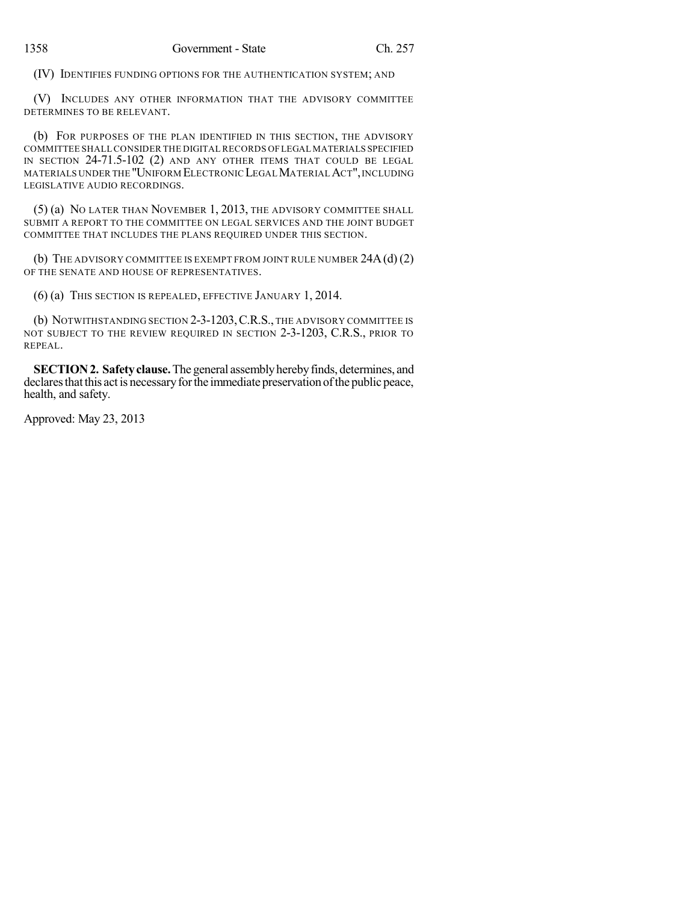(IV) IDENTIFIES FUNDING OPTIONS FOR THE AUTHENTICATION SYSTEM; AND

(V) INCLUDES ANY OTHER INFORMATION THAT THE ADVISORY COMMITTEE DETERMINES TO BE RELEVANT.

(b) FOR PURPOSES OF THE PLAN IDENTIFIED IN THIS SECTION, THE ADVISORY COMMITTEE SHALL CONSIDER THE DIGITAL RECORDS OF LEGAL MATERIALS SPECIFIED IN SECTION 24-71.5-102 (2) AND ANY OTHER ITEMS THAT COULD BE LEGAL MATERIALS UNDER THE "UNIFORM ELECTRONIC LEGAL MATERIAL ACT", INCLUDING LEGISLATIVE AUDIO RECORDINGS.

(5) (a) NO LATER THAN NOVEMBER 1, 2013, THE ADVISORY COMMITTEE SHALL SUBMIT A REPORT TO THE COMMITTEE ON LEGAL SERVICES AND THE JOINT BUDGET COMMITTEE THAT INCLUDES THE PLANS REQUIRED UNDER THIS SECTION.

(b) THE ADVISORY COMMITTEE IS EXEMPT FROM JOINT RULE NUMBER 24A (d) (2) OF THE SENATE AND HOUSE OF REPRESENTATIVES.

(6) (a) THIS SECTION IS REPEALED, EFFECTIVE JANUARY 1, 2014.

(b) NOTWITHSTANDING SECTION 2-3-1203, C.R.S., THE ADVISORY COMMITTEE IS NOT SUBJECT TO THE REVIEW REQUIRED IN SECTION 2-3-1203, C.R.S., PRIOR TO REPEAL.

**SECTION 2. Safety clause.** The general assembly hereby finds, determines, and declares that this act is necessary for the immediate preservation of the public peace, health, and safety.

Approved: May 23, 2013